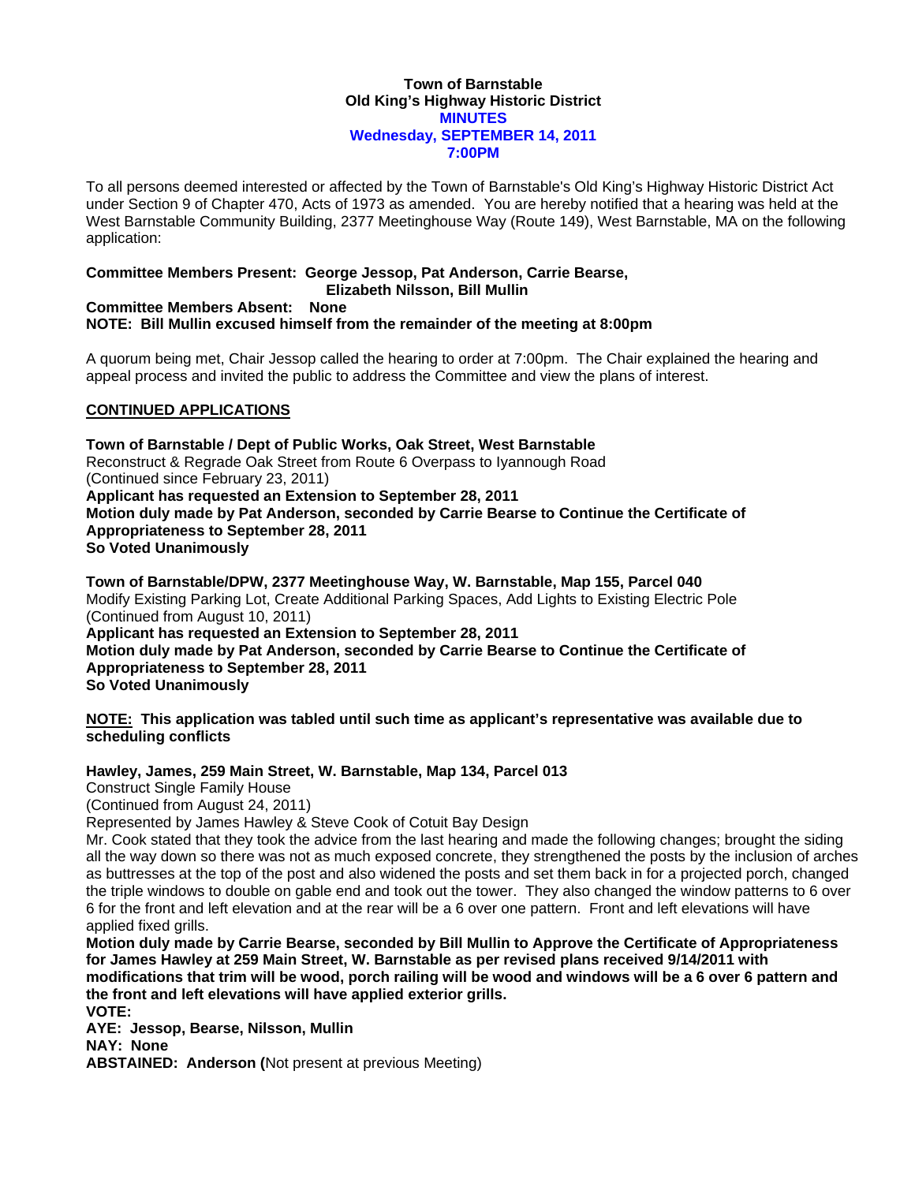**Town of Barnstable**
**Old King's Highway Historic District**
**MINUTES**
**Wednesday, SEPTEMBER 14, 2011**
**7:00PM**

To all persons deemed interested or affected by the Town of Barnstable's Old King's Highway Historic District Act under Section 9 of Chapter 470, Acts of 1973 as amended. You are hereby notified that a hearing was held at the West Barnstable Community Building, 2377 Meetinghouse Way (Route 149), West Barnstable, MA on the following application:

**Committee Members Present: George Jessop, Pat Anderson, Carrie Bearse, Elizabeth Nilsson, Bill Mullin**
**Committee Members Absent: None**
**NOTE: Bill Mullin excused himself from the remainder of the meeting at 8:00pm**

A quorum being met, Chair Jessop called the hearing to order at 7:00pm. The Chair explained the hearing and appeal process and invited the public to address the Committee and view the plans of interest.

**CONTINUED APPLICATIONS**

**Town of Barnstable / Dept of Public Works, Oak Street, West Barnstable**
Reconstruct & Regrade Oak Street from Route 6 Overpass to Iyannough Road
(Continued since February 23, 2011)
**Applicant has requested an Extension to September 28, 2011**
**Motion duly made by Pat Anderson, seconded by Carrie Bearse to Continue the Certificate of Appropriateness to September 28, 2011**
**So Voted Unanimously**

**Town of Barnstable/DPW, 2377 Meetinghouse Way, W. Barnstable, Map 155, Parcel 040**
Modify Existing Parking Lot, Create Additional Parking Spaces, Add Lights to Existing Electric Pole
(Continued from August 10, 2011)
**Applicant has requested an Extension to September 28, 2011**
**Motion duly made by Pat Anderson, seconded by Carrie Bearse to Continue the Certificate of Appropriateness to September 28, 2011**
**So Voted Unanimously**

**NOTE: This application was tabled until such time as applicant's representative was available due to scheduling conflicts**

**Hawley, James, 259 Main Street, W. Barnstable, Map 134, Parcel 013**
Construct Single Family House
(Continued from August 24, 2011)
Represented by James Hawley & Steve Cook of Cotuit Bay Design
Mr. Cook stated that they took the advice from the last hearing and made the following changes; brought the siding all the way down so there was not as much exposed concrete, they strengthened the posts by the inclusion of arches as buttresses at the top of the post and also widened the posts and set them back in for a projected porch, changed the triple windows to double on gable end and took out the tower. They also changed the window patterns to 6 over 6 for the front and left elevation and at the rear will be a 6 over one pattern. Front and left elevations will have applied fixed grills.
**Motion duly made by Carrie Bearse, seconded by Bill Mullin to Approve the Certificate of Appropriateness for James Hawley at 259 Main Street, W. Barnstable as per revised plans received 9/14/2011 with modifications that trim will be wood, porch railing will be wood and windows will be a 6 over 6 pattern and the front and left elevations will have applied exterior grills.**
**VOTE:**
**AYE: Jessop, Bearse, Nilsson, Mullin**
**NAY: None**
**ABSTAINED: Anderson (**Not present at previous Meeting)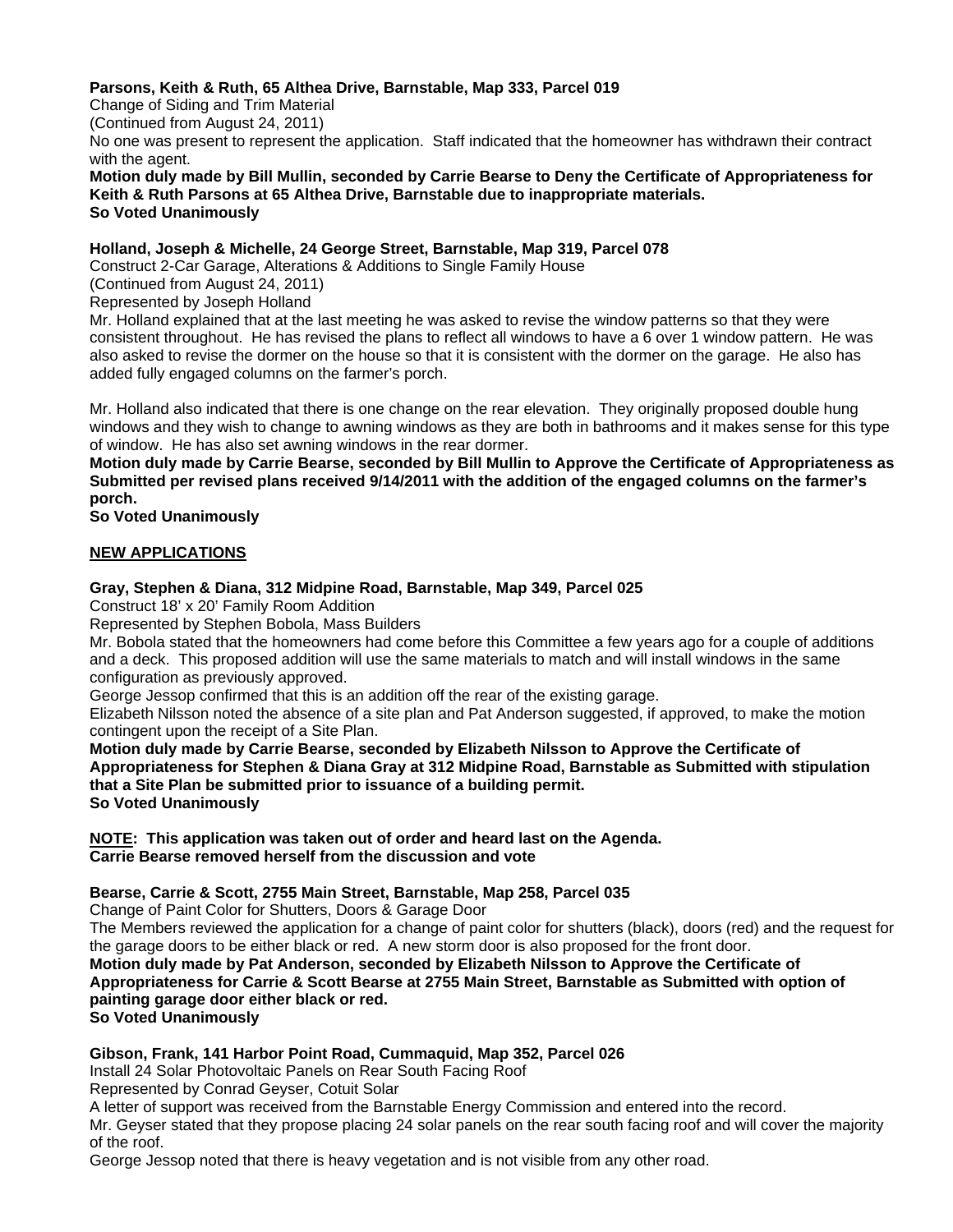**Parsons, Keith & Ruth, 65 Althea Drive, Barnstable, Map 333, Parcel 019**
Change of Siding and Trim Material
(Continued from August 24, 2011)
No one was present to represent the application. Staff indicated that the homeowner has withdrawn their contract with the agent.
**Motion duly made by Bill Mullin, seconded by Carrie Bearse to Deny the Certificate of Appropriateness for Keith & Ruth Parsons at 65 Althea Drive, Barnstable due to inappropriate materials.**
**So Voted Unanimously**

**Holland, Joseph & Michelle, 24 George Street, Barnstable, Map 319, Parcel 078**
Construct 2-Car Garage, Alterations & Additions to Single Family House
(Continued from August 24, 2011)
Represented by Joseph Holland
Mr. Holland explained that at the last meeting he was asked to revise the window patterns so that they were consistent throughout. He has revised the plans to reflect all windows to have a 6 over 1 window pattern. He was also asked to revise the dormer on the house so that it is consistent with the dormer on the garage. He also has added fully engaged columns on the farmer's porch.

Mr. Holland also indicated that there is one change on the rear elevation. They originally proposed double hung windows and they wish to change to awning windows as they are both in bathrooms and it makes sense for this type of window. He has also set awning windows in the rear dormer.
**Motion duly made by Carrie Bearse, seconded by Bill Mullin to Approve the Certificate of Appropriateness as Submitted per revised plans received 9/14/2011 with the addition of the engaged columns on the farmer's porch.**
**So Voted Unanimously**

**<u>NEW APPLICATIONS</u>**

**Gray, Stephen & Diana, 312 Midpine Road, Barnstable, Map 349, Parcel 025**
Construct 18' x 20' Family Room Addition
Represented by Stephen Bobola, Mass Builders
Mr. Bobola stated that the homeowners had come before this Committee a few years ago for a couple of additions and a deck. This proposed addition will use the same materials to match and will install windows in the same configuration as previously approved.
George Jessop confirmed that this is an addition off the rear of the existing garage.
Elizabeth Nilsson noted the absence of a site plan and Pat Anderson suggested, if approved, to make the motion contingent upon the receipt of a Site Plan.
**Motion duly made by Carrie Bearse, seconded by Elizabeth Nilsson to Approve the Certificate of Appropriateness for Stephen & Diana Gray at 312 Midpine Road, Barnstable as Submitted with stipulation that a Site Plan be submitted prior to issuance of a building permit.**
**So Voted Unanimously**

**<u>NOTE</u>: This application was taken out of order and heard last on the Agenda.**
**Carrie Bearse removed herself from the discussion and vote**

**Bearse, Carrie & Scott, 2755 Main Street, Barnstable, Map 258, Parcel 035**
Change of Paint Color for Shutters, Doors & Garage Door
The Members reviewed the application for a change of paint color for shutters (black), doors (red) and the request for the garage doors to be either black or red. A new storm door is also proposed for the front door.
**Motion duly made by Pat Anderson, seconded by Elizabeth Nilsson to Approve the Certificate of Appropriateness for Carrie & Scott Bearse at 2755 Main Street, Barnstable as Submitted with option of painting garage door either black or red.**
**So Voted Unanimously**

**Gibson, Frank, 141 Harbor Point Road, Cummaquid, Map 352, Parcel 026**
Install 24 Solar Photovoltaic Panels on Rear South Facing Roof
Represented by Conrad Geyser, Cotuit Solar
A letter of support was received from the Barnstable Energy Commission and entered into the record.
Mr. Geyser stated that they propose placing 24 solar panels on the rear south facing roof and will cover the majority of the roof.
George Jessop noted that there is heavy vegetation and is not visible from any other road.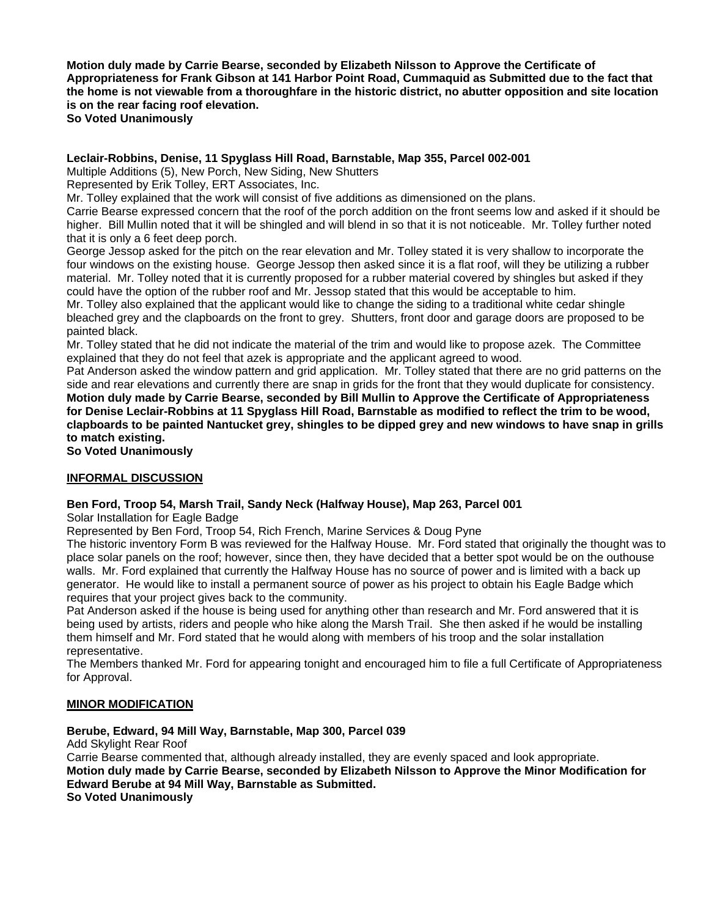**Motion duly made by Carrie Bearse, seconded by Elizabeth Nilsson to Approve the Certificate of Appropriateness for Frank Gibson at 141 Harbor Point Road, Cummaquid as Submitted due to the fact that the home is not viewable from a thoroughfare in the historic district, no abutter opposition and site location is on the rear facing roof elevation.**
**So Voted Unanimously**

**Leclair-Robbins, Denise, 11 Spyglass Hill Road, Barnstable, Map 355, Parcel 002-001**
Multiple Additions (5), New Porch, New Siding, New Shutters
Represented by Erik Tolley, ERT Associates, Inc.
Mr. Tolley explained that the work will consist of five additions as dimensioned on the plans.
Carrie Bearse expressed concern that the roof of the porch addition on the front seems low and asked if it should be higher. Bill Mullin noted that it will be shingled and will blend in so that it is not noticeable. Mr. Tolley further noted that it is only a 6 feet deep porch.
George Jessop asked for the pitch on the rear elevation and Mr. Tolley stated it is very shallow to incorporate the four windows on the existing house. George Jessop then asked since it is a flat roof, will they be utilizing a rubber material. Mr. Tolley noted that it is currently proposed for a rubber material covered by shingles but asked if they could have the option of the rubber roof and Mr. Jessop stated that this would be acceptable to him.
Mr. Tolley also explained that the applicant would like to change the siding to a traditional white cedar shingle bleached grey and the clapboards on the front to grey. Shutters, front door and garage doors are proposed to be painted black.
Mr. Tolley stated that he did not indicate the material of the trim and would like to propose azek. The Committee explained that they do not feel that azek is appropriate and the applicant agreed to wood.
Pat Anderson asked the window pattern and grid application. Mr. Tolley stated that there are no grid patterns on the side and rear elevations and currently there are snap in grids for the front that they would duplicate for consistency.
**Motion duly made by Carrie Bearse, seconded by Bill Mullin to Approve the Certificate of Appropriateness for Denise Leclair-Robbins at 11 Spyglass Hill Road, Barnstable as modified to reflect the trim to be wood, clapboards to be painted Nantucket grey, shingles to be dipped grey and new windows to have snap in grills to match existing.**
**So Voted Unanimously**

## INFORMAL DISCUSSION

**Ben Ford, Troop 54, Marsh Trail, Sandy Neck (Halfway House), Map 263, Parcel 001**
Solar Installation for Eagle Badge
Represented by Ben Ford, Troop 54, Rich French, Marine Services & Doug Pyne
The historic inventory Form B was reviewed for the Halfway House. Mr. Ford stated that originally the thought was to place solar panels on the roof; however, since then, they have decided that a better spot would be on the outhouse walls. Mr. Ford explained that currently the Halfway House has no source of power and is limited with a back up generator. He would like to install a permanent source of power as his project to obtain his Eagle Badge which requires that your project gives back to the community.
Pat Anderson asked if the house is being used for anything other than research and Mr. Ford answered that it is being used by artists, riders and people who hike along the Marsh Trail. She then asked if he would be installing them himself and Mr. Ford stated that he would along with members of his troop and the solar installation representative.
The Members thanked Mr. Ford for appearing tonight and encouraged him to file a full Certificate of Appropriateness for Approval.

## MINOR MODIFICATION

**Berube, Edward, 94 Mill Way, Barnstable, Map 300, Parcel 039**
Add Skylight Rear Roof
Carrie Bearse commented that, although already installed, they are evenly spaced and look appropriate.
**Motion duly made by Carrie Bearse, seconded by Elizabeth Nilsson to Approve the Minor Modification for Edward Berube at 94 Mill Way, Barnstable as Submitted.**
**So Voted Unanimously**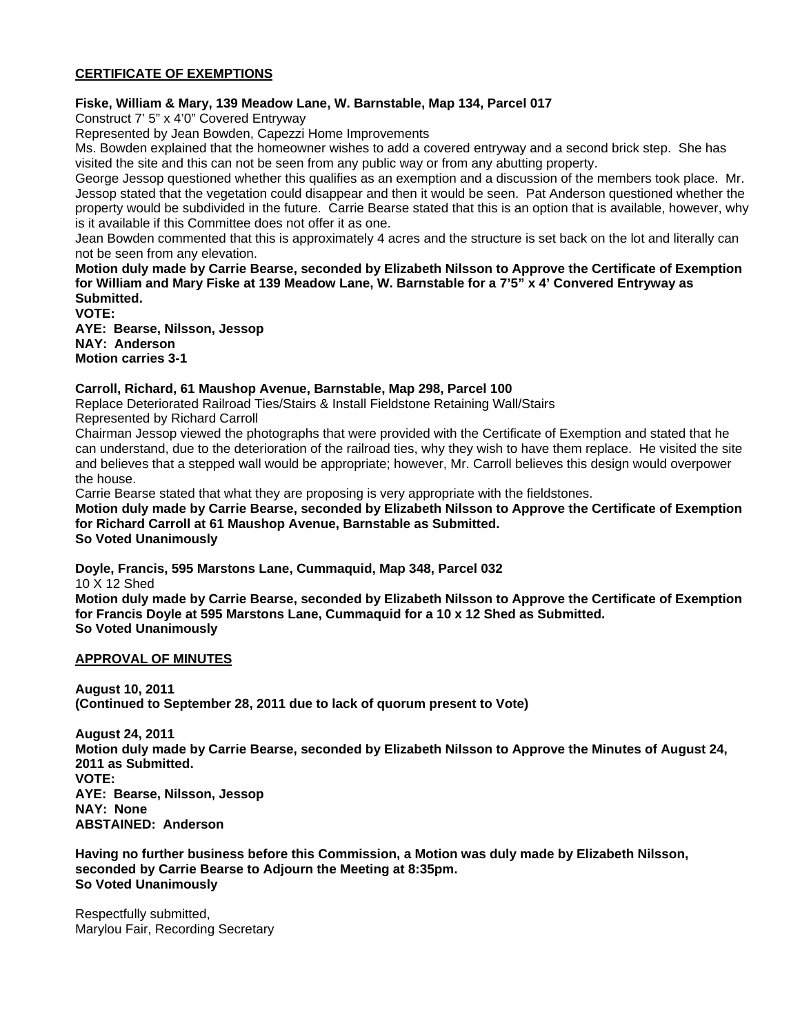**CERTIFICATE OF EXEMPTIONS**

**Fiske, William & Mary, 139 Meadow Lane, W. Barnstable, Map 134, Parcel 017**

Construct 7' 5" x 4'0" Covered Entryway

Represented by Jean Bowden, Capezzi Home Improvements

Ms. Bowden explained that the homeowner wishes to add a covered entryway and a second brick step. She has visited the site and this can not be seen from any public way or from any abutting property.

George Jessop questioned whether this qualifies as an exemption and a discussion of the members took place. Mr. Jessop stated that the vegetation could disappear and then it would be seen. Pat Anderson questioned whether the property would be subdivided in the future. Carrie Bearse stated that this is an option that is available, however, why is it available if this Committee does not offer it as one.

Jean Bowden commented that this is approximately 4 acres and the structure is set back on the lot and literally can not be seen from any elevation.

**Motion duly made by Carrie Bearse, seconded by Elizabeth Nilsson to Approve the Certificate of Exemption for William and Mary Fiske at 139 Meadow Lane, W. Barnstable for a 7'5" x 4' Convered Entryway as Submitted.**

**VOTE:**

**AYE: Bearse, Nilsson, Jessop**

**NAY: Anderson**

**Motion carries 3-1**

**Carroll, Richard, 61 Maushop Avenue, Barnstable, Map 298, Parcel 100**

Replace Deteriorated Railroad Ties/Stairs & Install Fieldstone Retaining Wall/Stairs

Represented by Richard Carroll

Chairman Jessop viewed the photographs that were provided with the Certificate of Exemption and stated that he can understand, due to the deterioration of the railroad ties, why they wish to have them replace. He visited the site and believes that a stepped wall would be appropriate; however, Mr. Carroll believes this design would overpower the house.

Carrie Bearse stated that what they are proposing is very appropriate with the fieldstones.

**Motion duly made by Carrie Bearse, seconded by Elizabeth Nilsson to Approve the Certificate of Exemption for Richard Carroll at 61 Maushop Avenue, Barnstable as Submitted.**

**So Voted Unanimously**

**Doyle, Francis, 595 Marstons Lane, Cummaquid, Map 348, Parcel 032**

10 X 12 Shed

**Motion duly made by Carrie Bearse, seconded by Elizabeth Nilsson to Approve the Certificate of Exemption for Francis Doyle at 595 Marstons Lane, Cummaquid for a 10 x 12 Shed as Submitted.**

**So Voted Unanimously**

**APPROVAL OF MINUTES**

**August 10, 2011**

**(Continued to September 28, 2011 due to lack of quorum present to Vote)**

**August 24, 2011**

**Motion duly made by Carrie Bearse, seconded by Elizabeth Nilsson to Approve the Minutes of August 24, 2011 as Submitted.**

**VOTE:**

**AYE: Bearse, Nilsson, Jessop**

**NAY: None**

**ABSTAINED: Anderson**

**Having no further business before this Commission, a Motion was duly made by Elizabeth Nilsson, seconded by Carrie Bearse to Adjourn the Meeting at 8:35pm.**

**So Voted Unanimously**

Respectfully submitted,

Marylou Fair, Recording Secretary